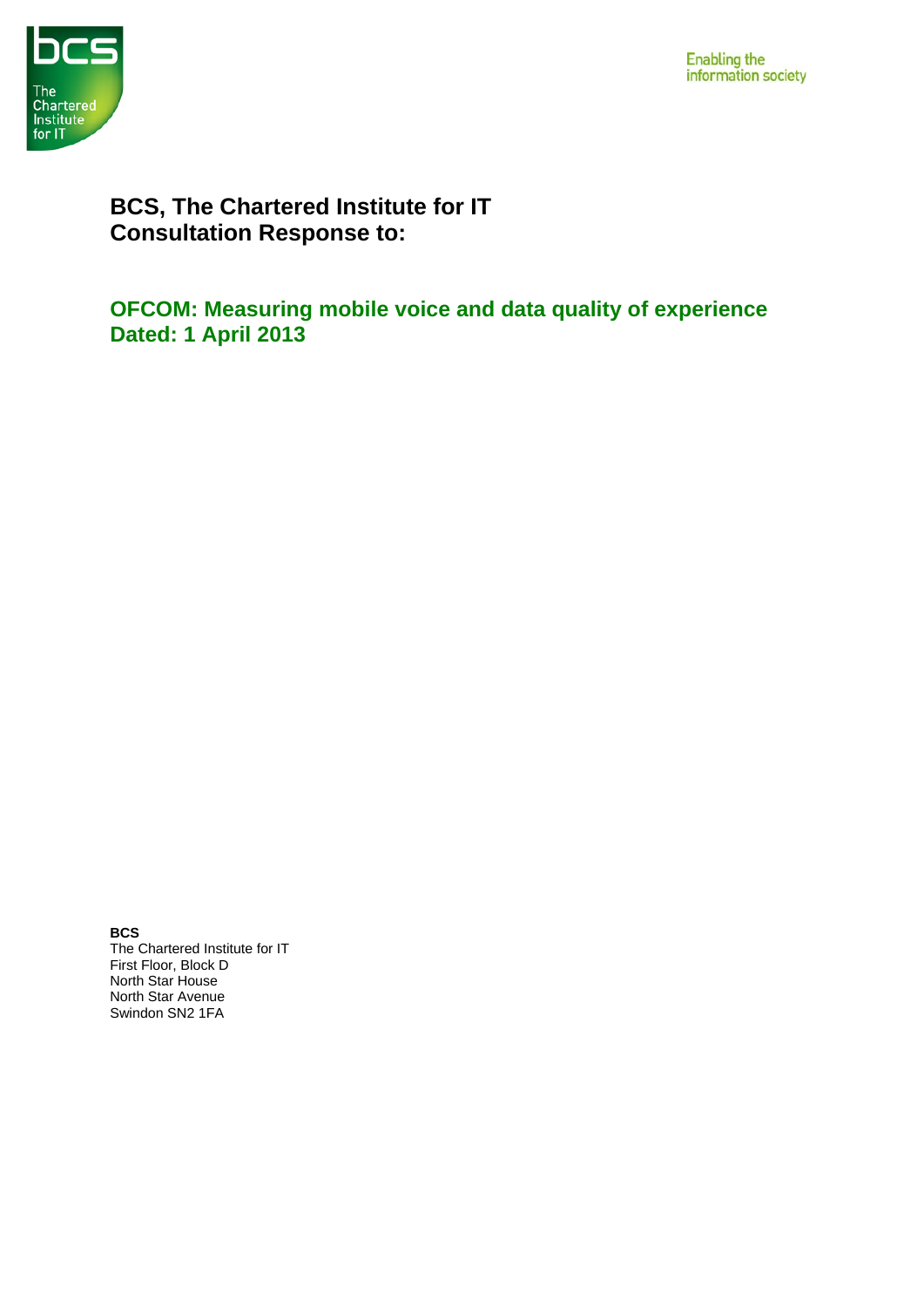Enabling the information society

# BCS, The Chartered Institute for IT Consultation Response to:

## OFCOM: Measuring mobile voice and data quality of experience
## Dated: 1 April 2013

**BCS**
The Chartered Institute for IT
First Floor, Block D
North Star House
North Star Avenue
Swindon SN2 1FA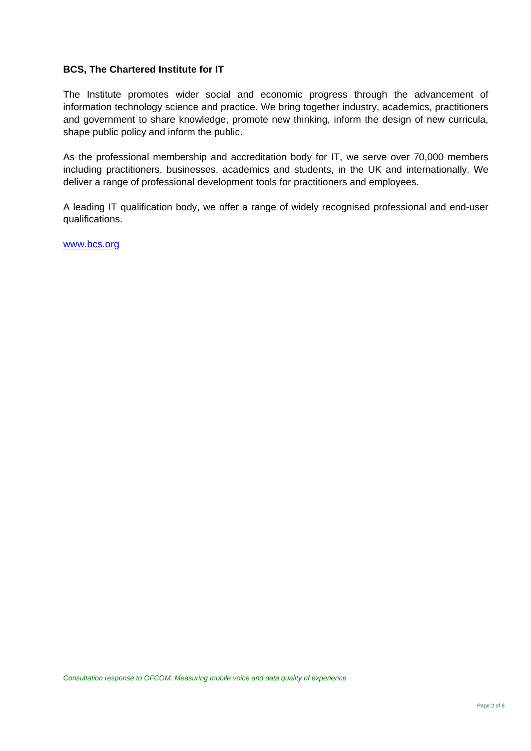**BCS, The Chartered Institute for IT**

The Institute promotes wider social and economic progress through the advancement of information technology science and practice. We bring together industry, academics, practitioners and government to share knowledge, promote new thinking, inform the design of new curricula, shape public policy and inform the public.

As the professional membership and accreditation body for IT, we serve over 70,000 members including practitioners, businesses, academics and students, in the UK and internationally. We deliver a range of professional development tools for practitioners and employees.

A leading IT qualification body, we offer a range of widely recognised professional and end-user qualifications.

www.bcs.org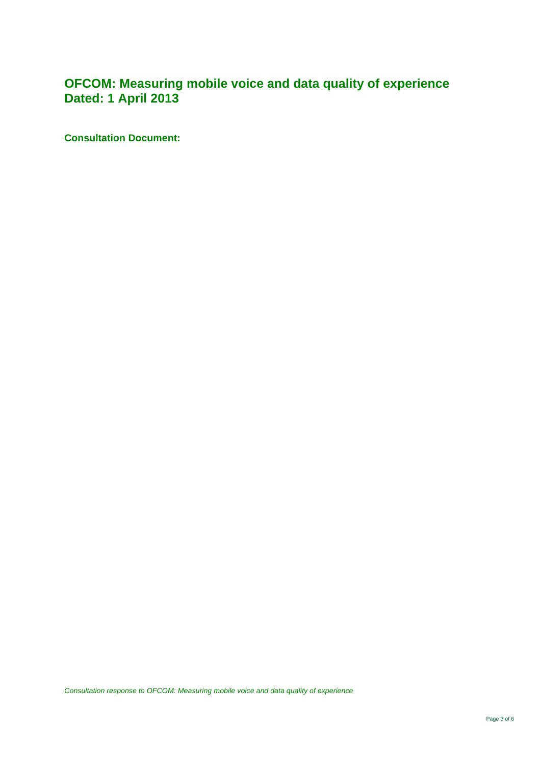# OFCOM: Measuring mobile voice and data quality of experience
# Dated: 1 April 2013

**Consultation Document:**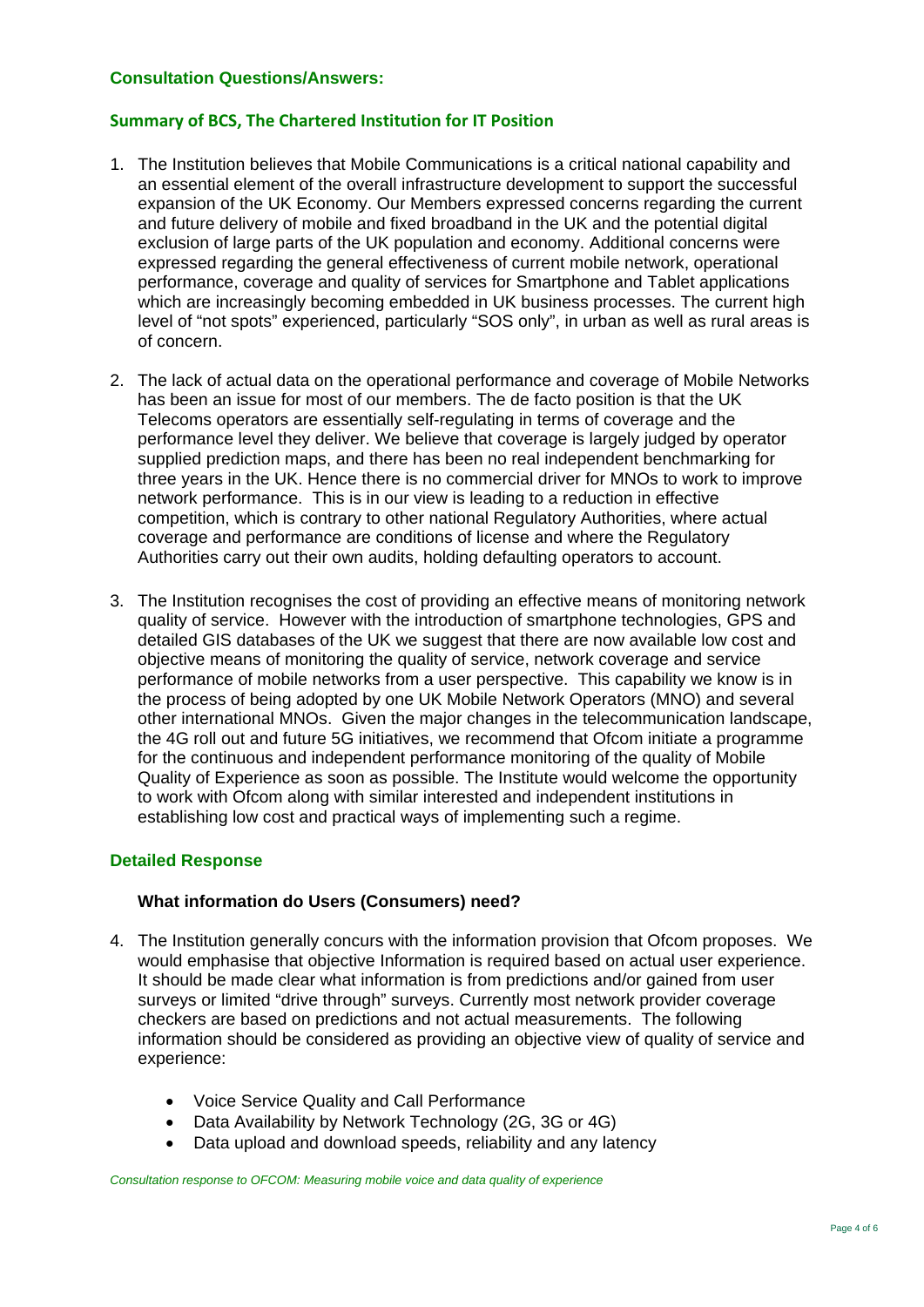## Consultation Questions/Answers:

### Summary of BCS, The Chartered Institution for IT Position

1. The Institution believes that Mobile Communications is a critical national capability and an essential element of the overall infrastructure development to support the successful expansion of the UK Economy. Our Members expressed concerns regarding the current and future delivery of mobile and fixed broadband in the UK and the potential digital exclusion of large parts of the UK population and economy. Additional concerns were expressed regarding the general effectiveness of current mobile network, operational performance, coverage and quality of services for Smartphone and Tablet applications which are increasingly becoming embedded in UK business processes. The current high level of "not spots" experienced, particularly "SOS only", in urban as well as rural areas is of concern.

2. The lack of actual data on the operational performance and coverage of Mobile Networks has been an issue for most of our members. The de facto position is that the UK Telecoms operators are essentially self-regulating in terms of coverage and the performance level they deliver. We believe that coverage is largely judged by operator supplied prediction maps, and there has been no real independent benchmarking for three years in the UK. Hence there is no commercial driver for MNOs to work to improve network performance. This is in our view is leading to a reduction in effective competition, which is contrary to other national Regulatory Authorities, where actual coverage and performance are conditions of license and where the Regulatory Authorities carry out their own audits, holding defaulting operators to account.

3. The Institution recognises the cost of providing an effective means of monitoring network quality of service. However with the introduction of smartphone technologies, GPS and detailed GIS databases of the UK we suggest that there are now available low cost and objective means of monitoring the quality of service, network coverage and service performance of mobile networks from a user perspective. This capability we know is in the process of being adopted by one UK Mobile Network Operators (MNO) and several other international MNOs. Given the major changes in the telecommunication landscape, the 4G roll out and future 5G initiatives, we recommend that Ofcom initiate a programme for the continuous and independent performance monitoring of the quality of Mobile Quality of Experience as soon as possible. The Institute would welcome the opportunity to work with Ofcom along with similar interested and independent institutions in establishing low cost and practical ways of implementing such a regime.

### Detailed Response

#### What information do Users (Consumers) need?

4. The Institution generally concurs with the information provision that Ofcom proposes. We would emphasise that objective Information is required based on actual user experience. It should be made clear what information is from predictions and/or gained from user surveys or limited "drive through" surveys. Currently most network provider coverage checkers are based on predictions and not actual measurements. The following information should be considered as providing an objective view of quality of service and experience:

   - Voice Service Quality and Call Performance
   - Data Availability by Network Technology (2G, 3G or 4G)
   - Data upload and download speeds, reliability and any latency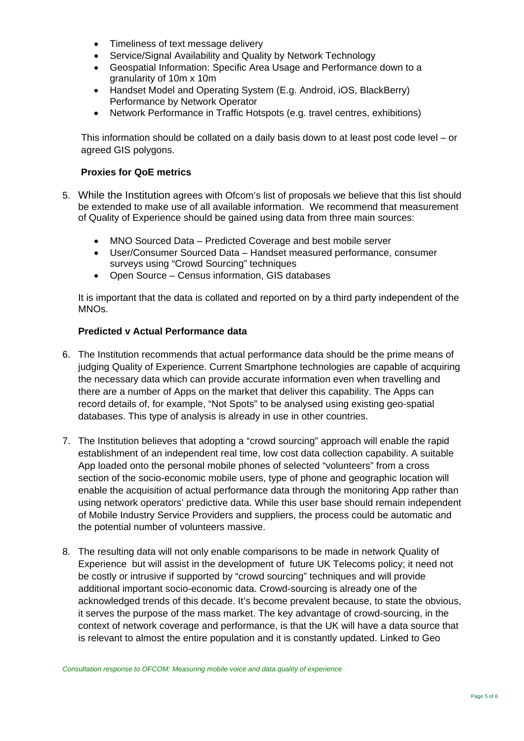- Timeliness of text message delivery
- Service/Signal Availability and Quality by Network Technology
- Geospatial Information: Specific Area Usage and Performance down to a granularity of 10m x 10m
- Handset Model and Operating System (E.g. Android, iOS, BlackBerry) Performance by Network Operator
- Network Performance in Traffic Hotspots (e.g. travel centres, exhibitions)

This information should be collated on a daily basis down to at least post code level – or agreed GIS polygons.

**Proxies for QoE metrics**

5. While the Institution agrees with Ofcom's list of proposals we believe that this list should be extended to make use of all available information. We recommend that measurement of Quality of Experience should be gained using data from three main sources:

   - MNO Sourced Data – Predicted Coverage and best mobile server
   - User/Consumer Sourced Data – Handset measured performance, consumer surveys using "Crowd Sourcing" techniques
   - Open Source – Census information, GIS databases

   It is important that the data is collated and reported on by a third party independent of the MNOs.

**Predicted v Actual Performance data**

6. The Institution recommends that actual performance data should be the prime means of judging Quality of Experience. Current Smartphone technologies are capable of acquiring the necessary data which can provide accurate information even when travelling and there are a number of Apps on the market that deliver this capability. The Apps can record details of, for example, "Not Spots" to be analysed using existing geo-spatial databases. This type of analysis is already in use in other countries.

7. The Institution believes that adopting a "crowd sourcing" approach will enable the rapid establishment of an independent real time, low cost data collection capability. A suitable App loaded onto the personal mobile phones of selected "volunteers" from a cross section of the socio-economic mobile users, type of phone and geographic location will enable the acquisition of actual performance data through the monitoring App rather than using network operators' predictive data. While this user base should remain independent of Mobile Industry Service Providers and suppliers, the process could be automatic and the potential number of volunteers massive.

8. The resulting data will not only enable comparisons to be made in network Quality of Experience but will assist in the development of future UK Telecoms policy; it need not be costly or intrusive if supported by "crowd sourcing" techniques and will provide additional important socio-economic data. Crowd-sourcing is already one of the acknowledged trends of this decade. It's become prevalent because, to state the obvious, it serves the purpose of the mass market. The key advantage of crowd-sourcing, in the context of network coverage and performance, is that the UK will have a data source that is relevant to almost the entire population and it is constantly updated. Linked to Geo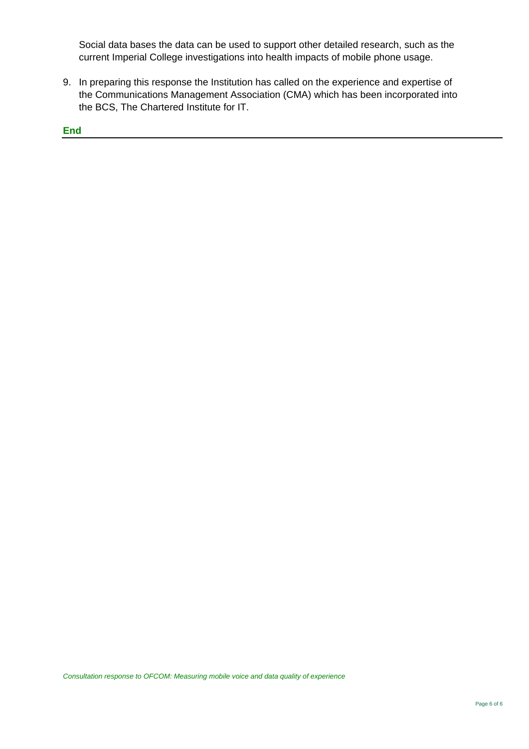Social data bases the data can be used to support other detailed research, such as the current Imperial College investigations into health impacts of mobile phone usage.

9. In preparing this response the Institution has called on the experience and expertise of the Communications Management Association (CMA) which has been incorporated into the BCS, The Chartered Institute for IT.

**End**

---